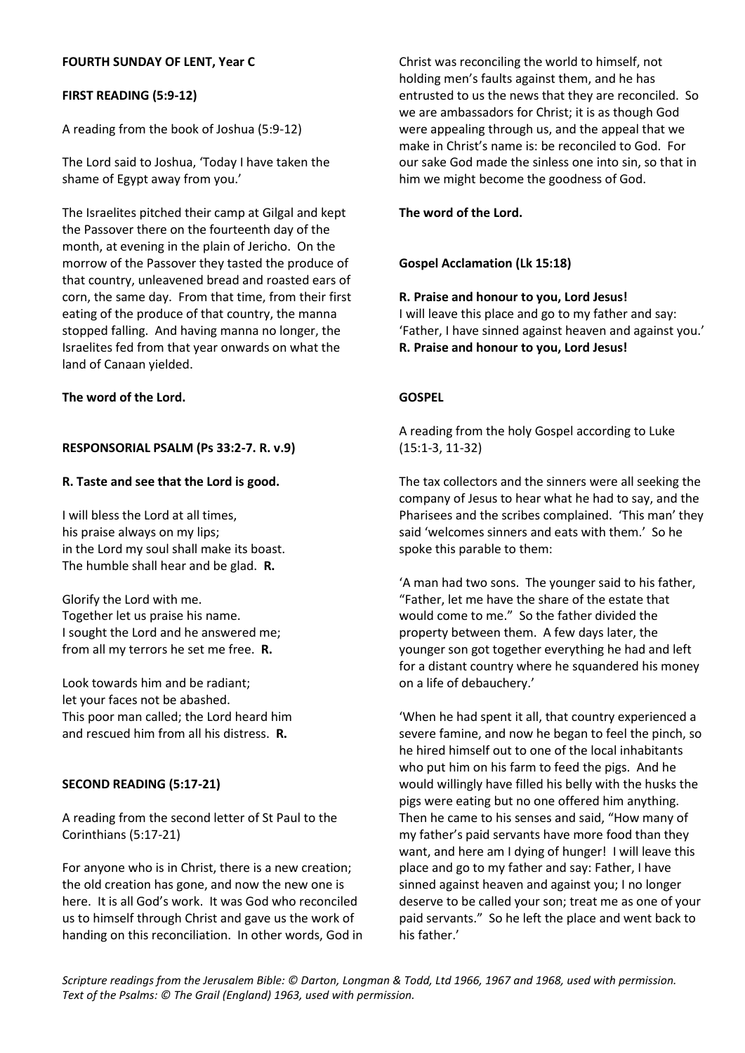**FOURTH SUNDAY OF LENT, Year C**

**FIRST READING (5:9-12)**

A reading from the book of Joshua (5:9-12)

The Lord said to Joshua, 'Today I have taken the shame of Egypt away from you.'

The Israelites pitched their camp at Gilgal and kept the Passover there on the fourteenth day of the month, at evening in the plain of Jericho. On the morrow of the Passover they tasted the produce of that country, unleavened bread and roasted ears of corn, the same day. From that time, from their first eating of the produce of that country, the manna stopped falling. And having manna no longer, the Israelites fed from that year onwards on what the land of Canaan yielded.

**The word of the Lord.**

**RESPONSORIAL PSALM (Ps 33:2-7. R. v.9)**

**R. Taste and see that the Lord is good.**

I will bless the Lord at all times,
his praise always on my lips;
in the Lord my soul shall make its boast.
The humble shall hear and be glad. **R.**

Glorify the Lord with me.
Together let us praise his name.
I sought the Lord and he answered me;
from all my terrors he set me free. **R.**

Look towards him and be radiant;
let your faces not be abashed.
This poor man called; the Lord heard him
and rescued him from all his distress. **R.**

**SECOND READING (5:17-21)**

A reading from the second letter of St Paul to the Corinthians (5:17-21)

For anyone who is in Christ, there is a new creation; the old creation has gone, and now the new one is here. It is all God's work. It was God who reconciled us to himself through Christ and gave us the work of handing on this reconciliation. In other words, God in Christ was reconciling the world to himself, not holding men's faults against them, and he has entrusted to us the news that they are reconciled. So we are ambassadors for Christ; it is as though God were appealing through us, and the appeal that we make in Christ's name is: be reconciled to God. For our sake God made the sinless one into sin, so that in him we might become the goodness of God.

**The word of the Lord.**

**Gospel Acclamation (Lk 15:18)**

**R. Praise and honour to you, Lord Jesus!**
I will leave this place and go to my father and say:
'Father, I have sinned against heaven and against you.'
**R. Praise and honour to you, Lord Jesus!**

**GOSPEL**

A reading from the holy Gospel according to Luke (15:1-3, 11-32)

The tax collectors and the sinners were all seeking the company of Jesus to hear what he had to say, and the Pharisees and the scribes complained. 'This man' they said 'welcomes sinners and eats with them.' So he spoke this parable to them:

'A man had two sons. The younger said to his father, "Father, let me have the share of the estate that would come to me." So the father divided the property between them. A few days later, the younger son got together everything he had and left for a distant country where he squandered his money on a life of debauchery.'

'When he had spent it all, that country experienced a severe famine, and now he began to feel the pinch, so he hired himself out to one of the local inhabitants who put him on his farm to feed the pigs. And he would willingly have filled his belly with the husks the pigs were eating but no one offered him anything. Then he came to his senses and said, "How many of my father's paid servants have more food than they want, and here am I dying of hunger! I will leave this place and go to my father and say: Father, I have sinned against heaven and against you; I no longer deserve to be called your son; treat me as one of your paid servants." So he left the place and went back to his father.'

*Scripture readings from the Jerusalem Bible: © Darton, Longman & Todd, Ltd 1966, 1967 and 1968, used with permission. Text of the Psalms: © The Grail (England) 1963, used with permission.*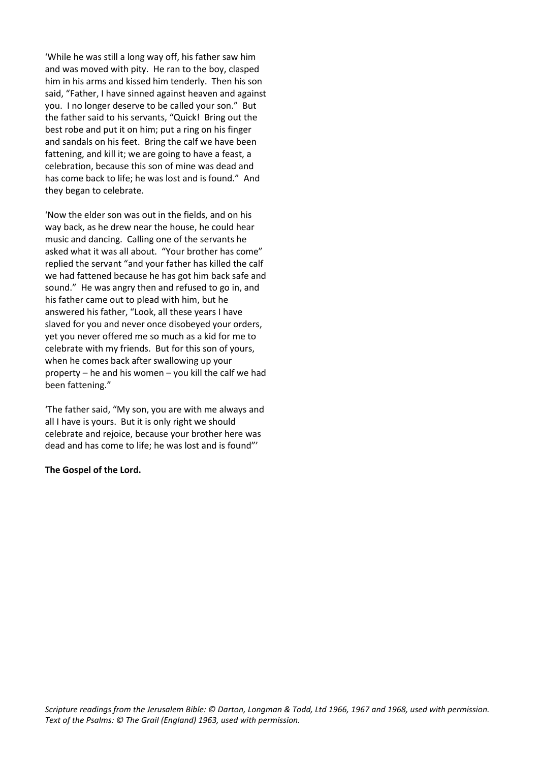'While he was still a long way off, his father saw him and was moved with pity. He ran to the boy, clasped him in his arms and kissed him tenderly. Then his son said, "Father, I have sinned against heaven and against you. I no longer deserve to be called your son." But the father said to his servants, "Quick! Bring out the best robe and put it on him; put a ring on his finger and sandals on his feet. Bring the calf we have been fattening, and kill it; we are going to have a feast, a celebration, because this son of mine was dead and has come back to life; he was lost and is found." And they began to celebrate.

'Now the elder son was out in the fields, and on his way back, as he drew near the house, he could hear music and dancing. Calling one of the servants he asked what it was all about. "Your brother has come" replied the servant "and your father has killed the calf we had fattened because he has got him back safe and sound." He was angry then and refused to go in, and his father came out to plead with him, but he answered his father, "Look, all these years I have slaved for you and never once disobeyed your orders, yet you never offered me so much as a kid for me to celebrate with my friends. But for this son of yours, when he comes back after swallowing up your property – he and his women – you kill the calf we had been fattening."

'The father said, "My son, you are with me always and all I have is yours. But it is only right we should celebrate and rejoice, because your brother here was dead and has come to life; he was lost and is found"'

**The Gospel of the Lord.**

*Scripture readings from the Jerusalem Bible: © Darton, Longman & Todd, Ltd 1966, 1967 and 1968, used with permission. Text of the Psalms: © The Grail (England) 1963, used with permission.*